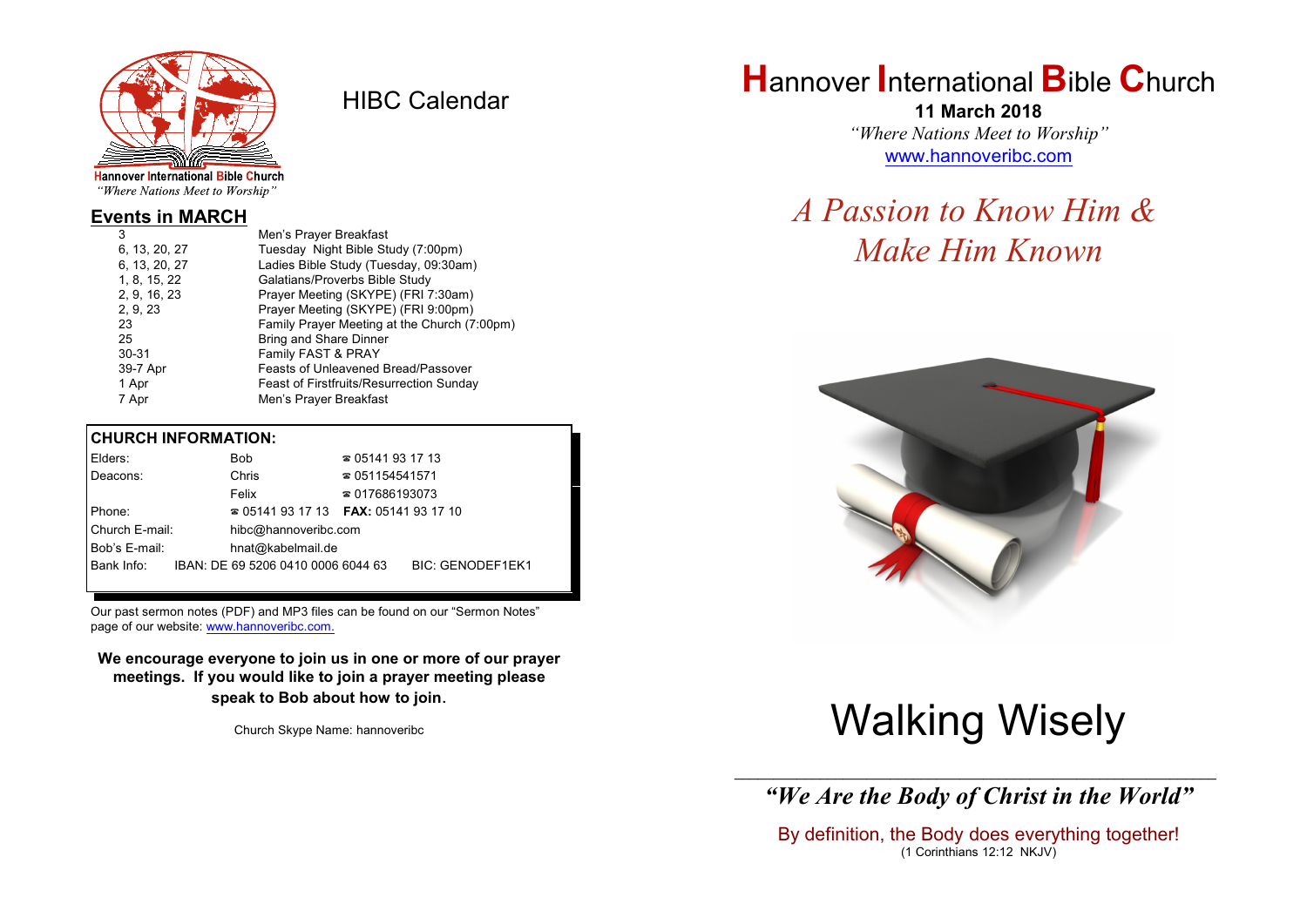Hannover International Bible Church
*"Where Nations Meet to Worship"*

# HIBC Calendar

## Events in MARCH

| | |
|---|---|
| 3 | Men's Prayer Breakfast |
| 6, 13, 20, 27 | Tuesday Night Bible Study (7:00pm) |
| 6, 13, 20, 27 | Ladies Bible Study (Tuesday, 09:30am) |
| 1, 8, 15, 22 | Galatians/Proverbs Bible Study |
| 2, 9, 16, 23 | Prayer Meeting (SKYPE) (FRI 7:30am) |
| 2, 9, 23 | Prayer Meeting (SKYPE) (FRI 9:00pm) |
| 23 | Family Prayer Meeting at the Church (7:00pm) |
| 25 | Bring and Share Dinner |
| 30-31 | Family FAST & PRAY |
| 39-7 Apr | Feasts of Unleavened Bread/Passover |
| 1 Apr | Feast of Firstfruits/Resurrection Sunday |
| 7 Apr | Men's Prayer Breakfast |

## CHURCH INFORMATION:

| | | |
|---|---|---|
| Elders: | Bob | ☎ 05141 93 17 13 |
| Deacons: | Chris | ☎ 051154541571 |
| | Felix | ☎ 017686193073 |
| Phone: | ☎ 05141 93 17 13 | **FAX:** 05141 93 17 10 |
| Church E-mail: | hibc@hannoveribc.com | |
| Bob's E-mail: | hnat@kabelmail.de | |
| Bank Info: | IBAN: DE 69 5206 0410 0006 6044 63 | BIC: GENODEF1EK1 |

Our past sermon notes (PDF) and MP3 files can be found on our "Sermon Notes" page of our website: www.hannoveribc.com.

**We encourage everyone to join us in one or more of our prayer meetings. If you would like to join a prayer meeting please speak to Bob about how to join.**

Church Skype Name: hannoveribc

# Hannover International Bible Church

**11 March 2018**

*"Where Nations Meet to Worship"*

www.hannoveribc.com

## *A Passion to Know Him & Make Him Known*

# Walking Wisely

---

***"We Are the Body of Christ in the World"***

By definition, the Body does everything together!
(1 Corinthians 12:12 NKJV)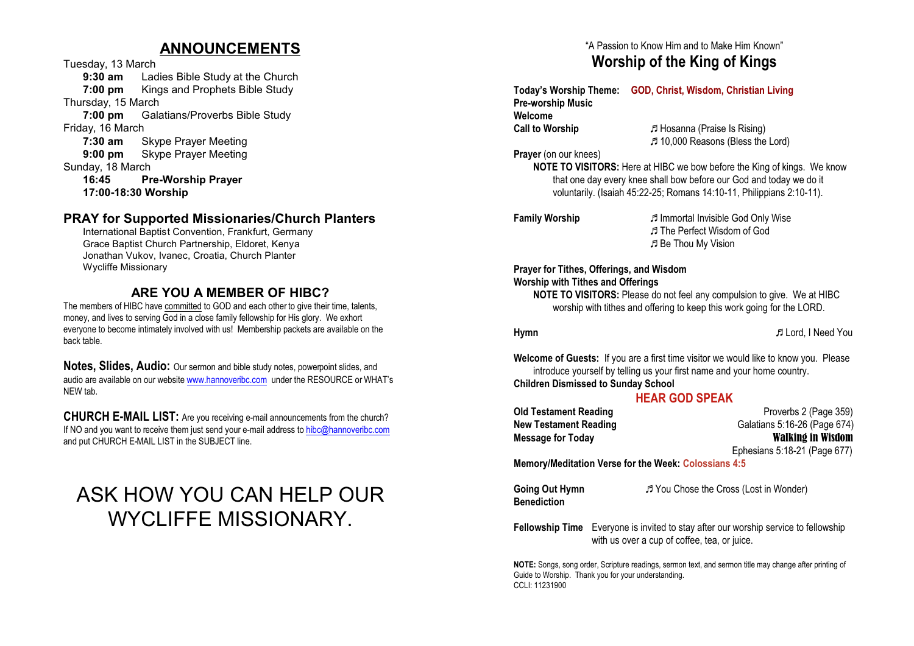## ANNOUNCEMENTS

Tuesday, 13 March
- **9:30 am** Ladies Bible Study at the Church
- **7:00 pm** Kings and Prophets Bible Study

Thursday, 15 March
- **7:00 pm** Galatians/Proverbs Bible Study

Friday, 16 March
- **7:30 am** Skype Prayer Meeting
- **9:00 pm** Skype Prayer Meeting

Sunday, 18 March
- **16:45 Pre-Worship Prayer**
- **17:00-18:30 Worship**

### PRAY for Supported Missionaries/Church Planters

International Baptist Convention, Frankfurt, Germany
Grace Baptist Church Partnership, Eldoret, Kenya
Jonathan Vukov, Ivanec, Croatia, Church Planter
Wycliffe Missionary

### ARE YOU A MEMBER OF HIBC?

The members of HIBC have committed to GOD and each other to give their time, talents, money, and lives to serving God in a close family fellowship for His glory. We exhort everyone to become intimately involved with us! Membership packets are available on the back table.

**Notes, Slides, Audio:** Our sermon and bible study notes, powerpoint slides, and audio are available on our website www.hannoveribc.com under the RESOURCE or WHAT's NEW tab.

**CHURCH E-MAIL LIST:** Are you receiving e-mail announcements from the church? If NO and you want to receive them just send your e-mail address to hibc@hannoveribc.com and put CHURCH E-MAIL LIST in the SUBJECT line.

# ASK HOW YOU CAN HELP OUR WYCLIFFE MISSIONARY.

"A Passion to Know Him and to Make Him Known"

## Worship of the King of Kings

**Today's Worship Theme:** **GOD, Christ, Wisdom, Christian Living**

**Pre-worship Music**

**Welcome**

**Call to Worship** ♬ Hosanna (Praise Is Rising)
♬ 10,000 Reasons (Bless the Lord)

**Prayer** (on our knees)

**NOTE TO VISITORS:** Here at HIBC we bow before the King of kings. We know that one day every knee shall bow before our God and today we do it voluntarily. (Isaiah 45:22-25; Romans 14:10-11, Philippians 2:10-11).

**Family Worship** ♬ Immortal Invisible God Only Wise
♬ The Perfect Wisdom of God
♬ Be Thou My Vision

**Prayer for Tithes, Offerings, and Wisdom**

**Worship with Tithes and Offerings**

**NOTE TO VISITORS:** Please do not feel any compulsion to give. We at HIBC worship with tithes and offering to keep this work going for the LORD.

**Hymn** ♬ Lord, I Need You

**Welcome of Guests:** If you are a first time visitor we would like to know you. Please introduce yourself by telling us your first name and your home country.

**Children Dismissed to Sunday School**

### HEAR GOD SPEAK

**Old Testament Reading** Proverbs 2 (Page 359)

**New Testament Reading** Galatians 5:16-26 (Page 674)

**Message for Today** **Walking in Wisdom**
Ephesians 5:18-21 (Page 677)

**Memory/Meditation Verse for the Week: Colossians 4:5**

**Going Out Hymn** ♬ You Chose the Cross (Lost in Wonder)

**Benediction**

**Fellowship Time** Everyone is invited to stay after our worship service to fellowship with us over a cup of coffee, tea, or juice.

**NOTE:** Songs, song order, Scripture readings, sermon text, and sermon title may change after printing of Guide to Worship. Thank you for your understanding.
CCLI: 11231900